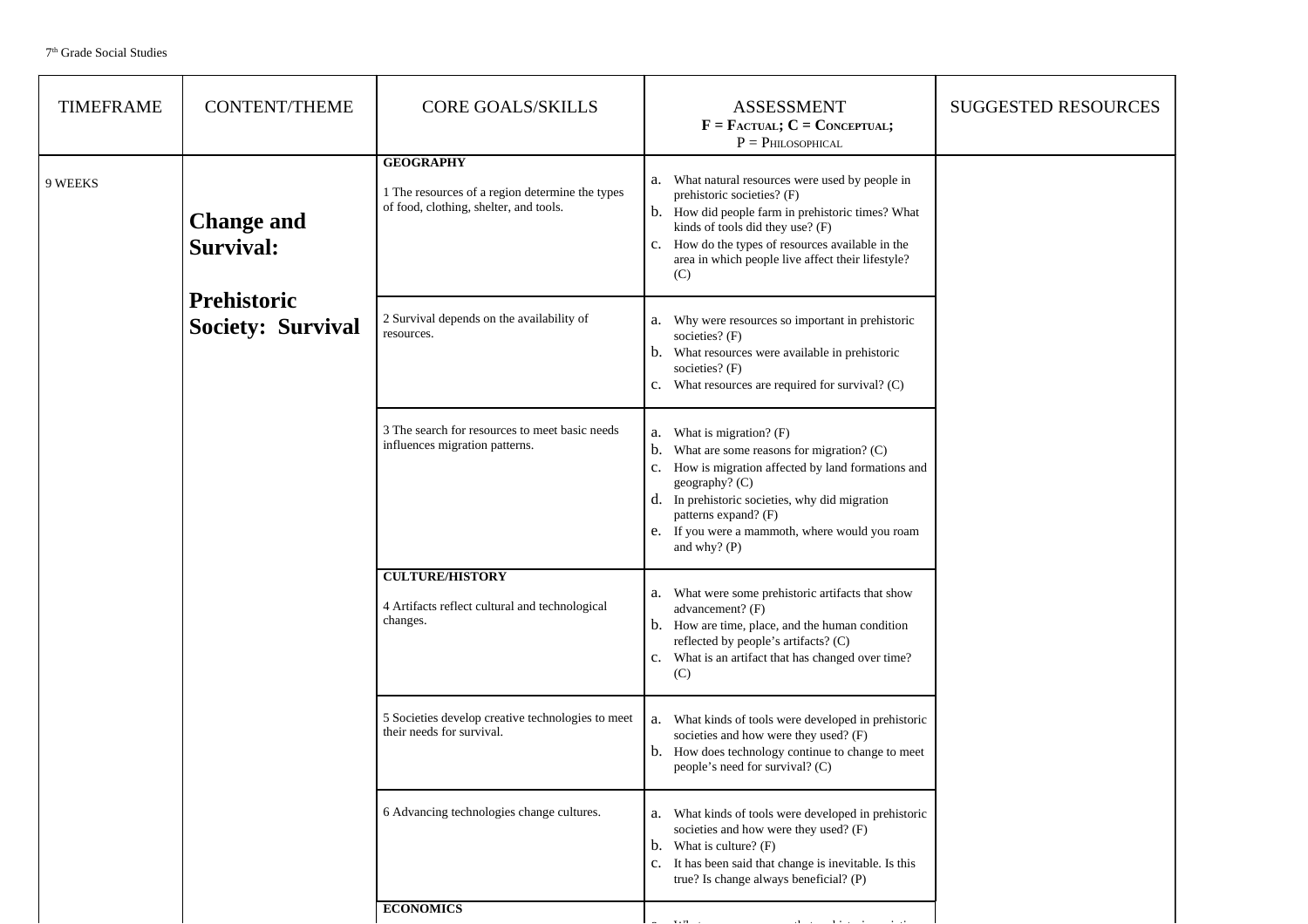| TIMEFRAME | CONTENT/THEME | CORE GOALS/SKILLS | ASSESSMENT<br>F = Factual; C = Conceptual;<br>P = Philosophical | SUGGESTED RESOURCES |
|---|---|---|---|---|
| 9 WEEKS | **Change and Survival:**<br><br>**Prehistoric Society: Survival** | **GEOGRAPHY**<br><br>1 The resources of a region determine the types of food, clothing, shelter, and tools. | a. What natural resources were used by people in prehistoric societies? (F)<br>b. How did people farm in prehistoric times? What kinds of tools did they use? (F)<br>c. How do the types of resources available in the area in which people live affect their lifestyle? (C) | |
| | | 2 Survival depends on the availability of resources. | a. Why were resources so important in prehistoric societies? (F)<br>b. What resources were available in prehistoric societies? (F)<br>c. What resources are required for survival? (C) | |
| | | 3 The search for resources to meet basic needs influences migration patterns. | a. What is migration? (F)<br>b. What are some reasons for migration? (C)<br>c. How is migration affected by land formations and geography? (C)<br>d. In prehistoric societies, why did migration patterns expand? (F)<br>e. If you were a mammoth, where would you roam and why? (P) | |
| | | **CULTURE/HISTORY**<br><br>4 Artifacts reflect cultural and technological changes. | a. What were some prehistoric artifacts that show advancement? (F)<br>b. How are time, place, and the human condition reflected by people's artifacts? (C)<br>c. What is an artifact that has changed over time? (C) | |
| | | 5 Societies develop creative technologies to meet their needs for survival. | a. What kinds of tools were developed in prehistoric societies and how were they used? (F)<br>b. How does technology continue to change to meet people's need for survival? (C) | |
| | | 6 Advancing technologies change cultures. | a. What kinds of tools were developed in prehistoric societies and how were they used? (F)<br>b. What is culture? (F)<br>c. It has been said that change is inevitable. Is this true? Is change always beneficial? (P) | |
| | | **ECONOMICS** | | |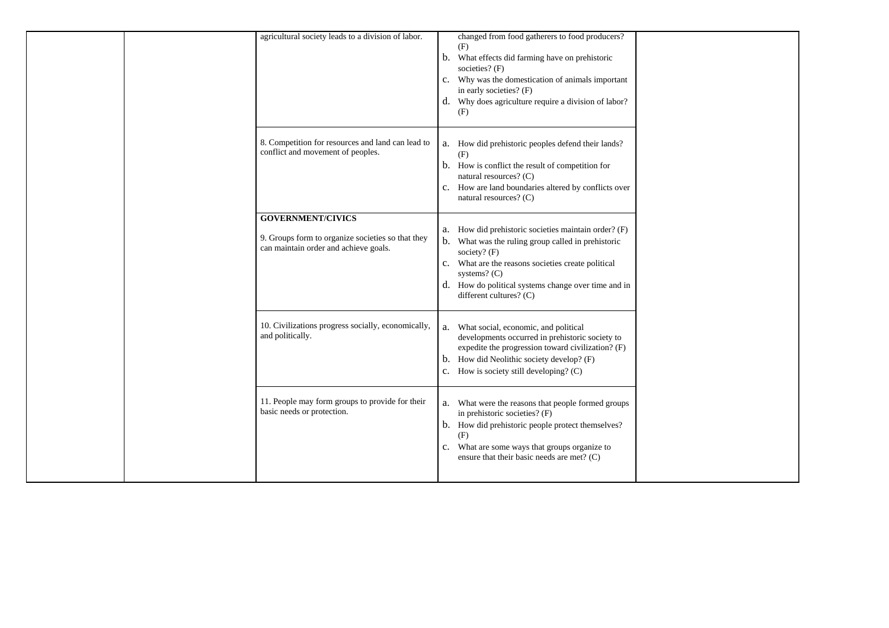| | | | | |
|---|---|---|---|---|
| | | agricultural society leads to a division of labor. | changed from food gatherers to food producers? (F)<br>b. What effects did farming have on prehistoric societies? (F)<br>c. Why was the domestication of animals important in early societies? (F)<br>d. Why does agriculture require a division of labor? (F) | |
| | | 8. Competition for resources and land can lead to conflict and movement of peoples. | a. How did prehistoric peoples defend their lands? (F)<br>b. How is conflict the result of competition for natural resources? (C)<br>c. How are land boundaries altered by conflicts over natural resources? (C) | |
| | | **GOVERNMENT/CIVICS**<br>9. Groups form to organize societies so that they can maintain order and achieve goals. | a. How did prehistoric societies maintain order? (F)<br>b. What was the ruling group called in prehistoric society? (F)<br>c. What are the reasons societies create political systems? (C)<br>d. How do political systems change over time and in different cultures? (C) | |
| | | 10. Civilizations progress socially, economically, and politically. | a. What social, economic, and political developments occurred in prehistoric society to expedite the progression toward civilization? (F)<br>b. How did Neolithic society develop? (F)<br>c. How is society still developing? (C) | |
| | | 11. People may form groups to provide for their basic needs or protection. | a. What were the reasons that people formed groups in prehistoric societies? (F)<br>b. How did prehistoric people protect themselves? (F)<br>c. What are some ways that groups organize to ensure that their basic needs are met? (C) | |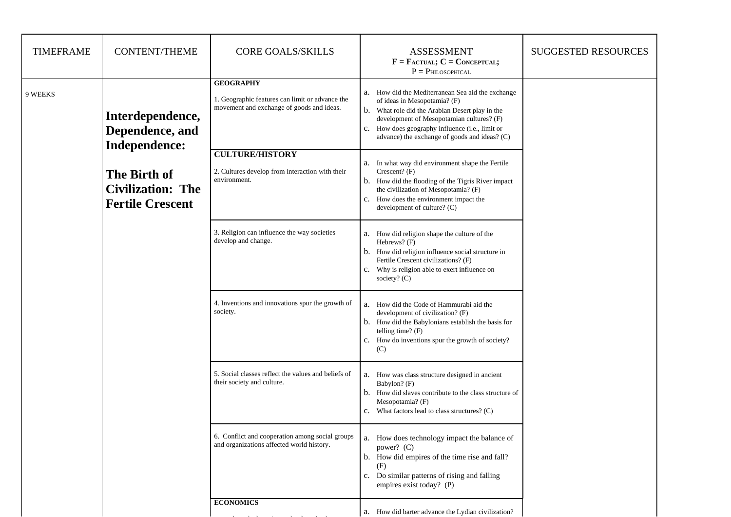| TIMEFRAME | CONTENT/THEME | CORE GOALS/SKILLS | ASSESSMENT<br>F = FACTUAL; C = CONCEPTUAL; P = PHILOSOPHICAL | SUGGESTED RESOURCES |
|---|---|---|---|---|
| 9 WEEKS | **Interdependence, Dependence, and Independence:**<br><br>**The Birth of Civilization: The Fertile Crescent** | **GEOGRAPHY**<br><br>1. Geographic features can limit or advance the movement and exchange of goods and ideas. | a. How did the Mediterranean Sea aid the exchange of ideas in Mesopotamia? (F)<br>b. What role did the Arabian Desert play in the development of Mesopotamian cultures? (F)<br>c. How does geography influence (i.e., limit or advance) the exchange of goods and ideas? (C) | |
| | | **CULTURE/HISTORY**<br><br>2. Cultures develop from interaction with their environment. | a. In what way did environment shape the Fertile Crescent? (F)<br>b. How did the flooding of the Tigris River impact the civilization of Mesopotamia? (F)<br>c. How does the environment impact the development of culture? (C) | |
| | | 3. Religion can influence the way societies develop and change. | a. How did religion shape the culture of the Hebrews? (F)<br>b. How did religion influence social structure in Fertile Crescent civilizations? (F)<br>c. Why is religion able to exert influence on society? (C) | |
| | | 4. Inventions and innovations spur the growth of society. | a. How did the Code of Hammurabi aid the development of civilization? (F)<br>b. How did the Babylonians establish the basis for telling time? (F)<br>c. How do inventions spur the growth of society? (C) | |
| | | 5. Social classes reflect the values and beliefs of their society and culture. | a. How was class structure designed in ancient Babylon? (F)<br>b. How did slaves contribute to the class structure of Mesopotamia? (F)<br>c. What factors lead to class structures? (C) | |
| | | 6. Conflict and cooperation among social groups and organizations affected world history. | a. How does technology impact the balance of power? (C)<br>b. How did empires of the time rise and fall? (F)<br>c. Do similar patterns of rising and falling empires exist today? (P) | |
| | | **ECONOMICS** | a. How did barter advance the Lydian civilization? | |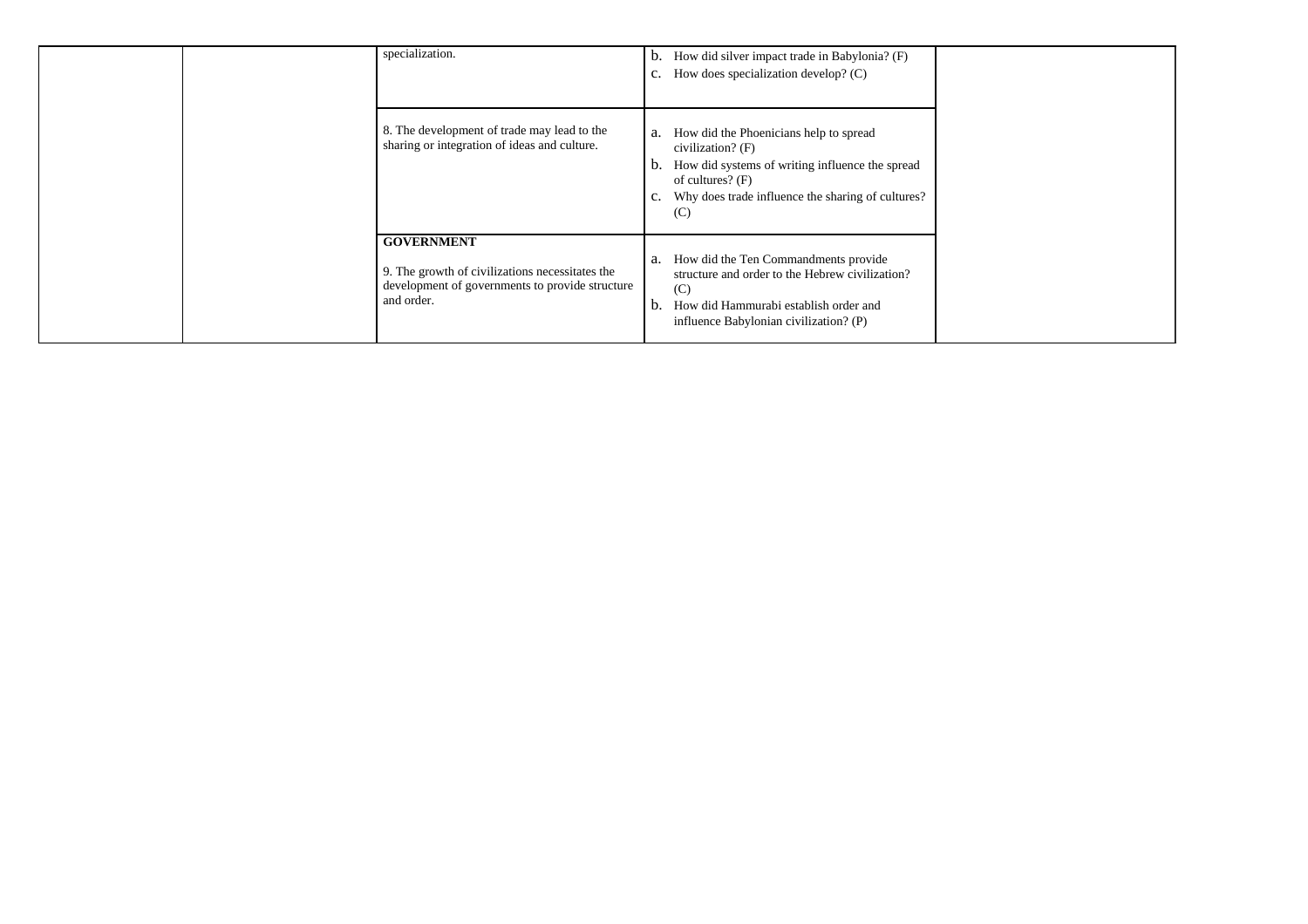| | | | | |
|---|---|---|---|---|
| | | specialization. | b. How did silver impact trade in Babylonia? (F)<br>c. How does specialization develop? (C) | |
| | | 8. The development of trade may lead to the sharing or integration of ideas and culture. | a. How did the Phoenicians help to spread civilization? (F)<br>b. How did systems of writing influence the spread of cultures? (F)<br>c. Why does trade influence the sharing of cultures? (C) | |
| | | **GOVERNMENT**<br><br>9. The growth of civilizations necessitates the development of governments to provide structure and order. | a. How did the Ten Commandments provide structure and order to the Hebrew civilization? (C)<br>b. How did Hammurabi establish order and influence Babylonian civilization? (P) | |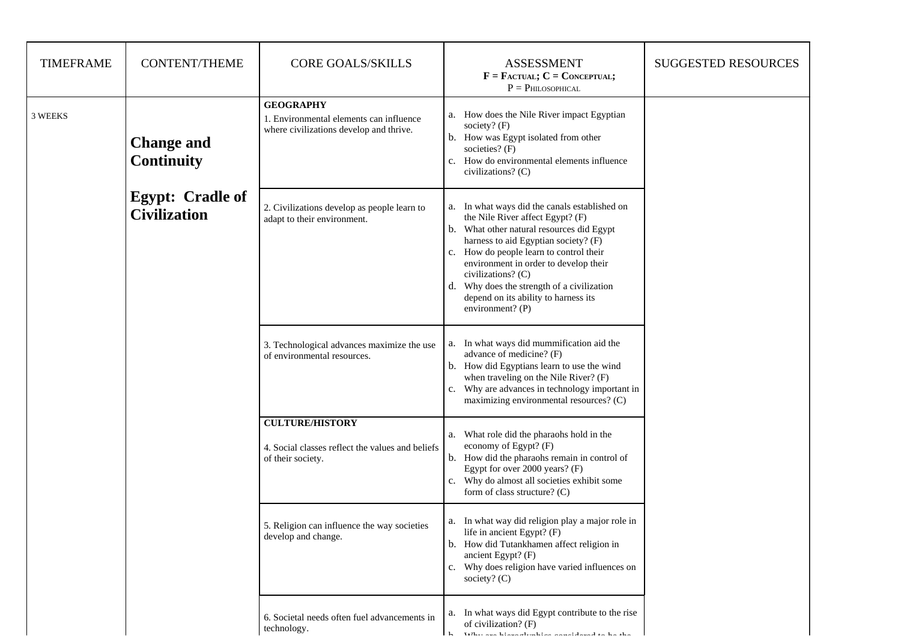| TIMEFRAME | CONTENT/THEME | CORE GOALS/SKILLS | ASSESSMENT<br>F = Factual; C = Conceptual; P = Philosophical | SUGGESTED RESOURCES |
|---|---|---|---|---|
| 3 WEEKS | **Change and Continuity**<br><br>**Egypt: Cradle of Civilization** | **GEOGRAPHY**<br>1. Environmental elements can influence where civilizations develop and thrive. | a. How does the Nile River impact Egyptian society? (F)<br>b. How was Egypt isolated from other societies? (F)<br>c. How do environmental elements influence civilizations? (C) | |
| | | 2. Civilizations develop as people learn to adapt to their environment. | a. In what ways did the canals established on the Nile River affect Egypt? (F)<br>b. What other natural resources did Egypt harness to aid Egyptian society? (F)<br>c. How do people learn to control their environment in order to develop their civilizations? (C)<br>d. Why does the strength of a civilization depend on its ability to harness its environment? (P) | |
| | | 3. Technological advances maximize the use of environmental resources. | a. In what ways did mummification aid the advance of medicine? (F)<br>b. How did Egyptians learn to use the wind when traveling on the Nile River? (F)<br>c. Why are advances in technology important in maximizing environmental resources? (C) | |
| | | **CULTURE/HISTORY**<br>4. Social classes reflect the values and beliefs of their society. | a. What role did the pharaohs hold in the economy of Egypt? (F)<br>b. How did the pharaohs remain in control of Egypt for over 2000 years? (F)<br>c. Why do almost all societies exhibit some form of class structure? (C) | |
| | | 5. Religion can influence the way societies develop and change. | a. In what way did religion play a major role in life in ancient Egypt? (F)<br>b. How did Tutankhamen affect religion in ancient Egypt? (F)<br>c. Why does religion have varied influences on society? (C) | |
| | | 6. Societal needs often fuel advancements in technology. | a. In what ways did Egypt contribute to the rise of civilization? (F)<br>b. Why are hieroglyphics considered to be the | |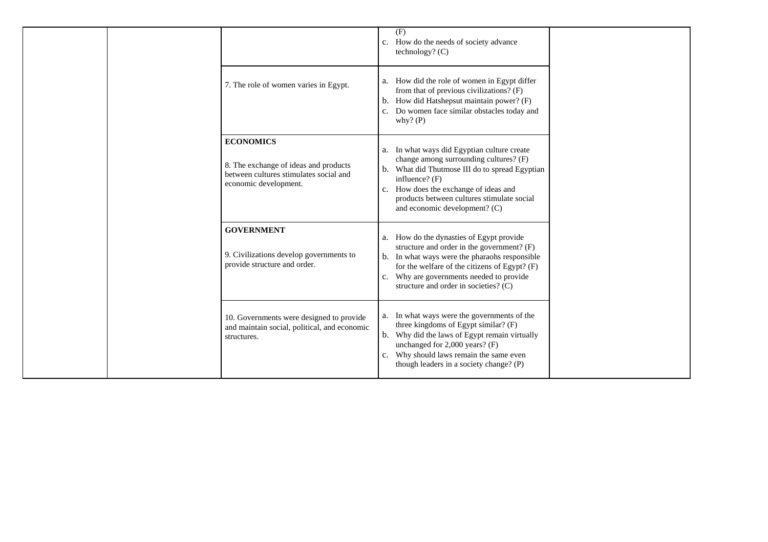| | | | | |
|---|---|---|---|---|
| | | | (F)<br>c. How do the needs of society advance technology? (C) | |
| | | 7. The role of women varies in Egypt. | a. How did the role of women in Egypt differ from that of previous civilizations? (F)<br>b. How did Hatshepsut maintain power? (F)<br>c. Do women face similar obstacles today and why? (P) | |
| | | **ECONOMICS**<br><br>8. The exchange of ideas and products between cultures stimulates social and economic development. | a. In what ways did Egyptian culture create change among surrounding cultures? (F)<br>b. What did Thutmose III do to spread Egyptian influence? (F)<br>c. How does the exchange of ideas and products between cultures stimulate social and economic development? (C) | |
| | | **GOVERNMENT**<br><br>9. Civilizations develop governments to provide structure and order. | a. How do the dynasties of Egypt provide structure and order in the government? (F)<br>b. In what ways were the pharaohs responsible for the welfare of the citizens of Egypt? (F)<br>c. Why are governments needed to provide structure and order in societies? (C) | |
| | | 10. Governments were designed to provide and maintain social, political, and economic structures. | a. In what ways were the governments of the three kingdoms of Egypt similar? (F)<br>b. Why did the laws of Egypt remain virtually unchanged for 2,000 years? (F)<br>c. Why should laws remain the same even though leaders in a society change? (P) | |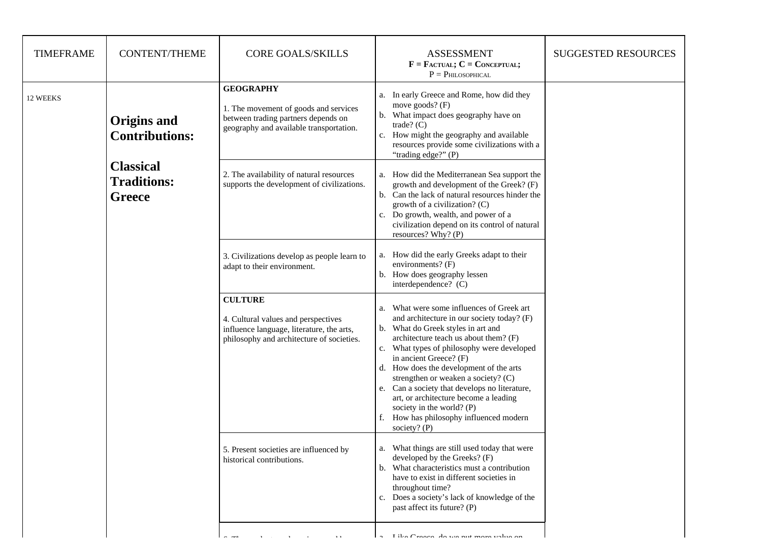| TIMEFRAME | CONTENT/THEME | CORE GOALS/SKILLS | ASSESSMENT<br>**F = Factual; C = Conceptual;**<br>P = Philosophical | SUGGESTED RESOURCES |
|---|---|---|---|---|
| 12 WEEKS | **Origins and Contributions:**<br><br>**Classical Traditions: Greece** | **GEOGRAPHY**<br><br>1. The movement of goods and services between trading partners depends on geography and available transportation. | a. In early Greece and Rome, how did they move goods? (F)<br>b. What impact does geography have on trade? (C)<br>c. How might the geography and available resources provide some civilizations with a "trading edge?" (P) | |
| | | 2. The availability of natural resources supports the development of civilizations. | a. How did the Mediterranean Sea support the growth and development of the Greek? (F)<br>b. Can the lack of natural resources hinder the growth of a civilization? (C)<br>c. Do growth, wealth, and power of a civilization depend on its control of natural resources? Why? (P) | |
| | | 3. Civilizations develop as people learn to adapt to their environment. | a. How did the early Greeks adapt to their environments? (F)<br>b. How does geography lessen interdependence? (C) | |
| | | **CULTURE**<br><br>4. Cultural values and perspectives influence language, literature, the arts, philosophy and architecture of societies. | a. What were some influences of Greek art and architecture in our society today? (F)<br>b. What do Greek styles in art and architecture teach us about them? (F)<br>c. What types of philosophy were developed in ancient Greece? (F)<br>d. How does the development of the arts strengthen or weaken a society? (C)<br>e. Can a society that develops no literature, art, or architecture become a leading society in the world? (P)<br>f. How has philosophy influenced modern society? (P) | |
| | | 5. Present societies are influenced by historical contributions. | a. What things are still used today that were developed by the Greeks? (F)<br>b. What characteristics must a contribution have to exist in different societies in throughout time?<br>c. Does a society's lack of knowledge of the past affect its future? (P) | |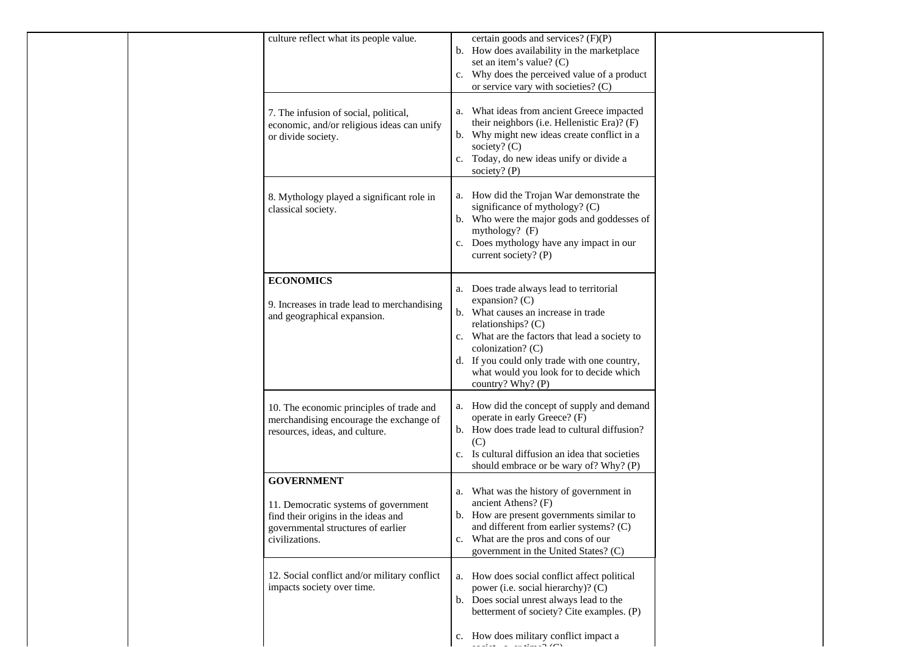| | | | | |
|---|---|---|---|---|
| | | culture reflect what its people value. | certain goods and services? (F)(P)<br>b. How does availability in the marketplace set an item's value? (C)<br>c. Why does the perceived value of a product or service vary with societies? (C) | |
| | | 7. The infusion of social, political, economic, and/or religious ideas can unify or divide society. | a. What ideas from ancient Greece impacted their neighbors (i.e. Hellenistic Era)? (F)<br>b. Why might new ideas create conflict in a society? (C)<br>c. Today, do new ideas unify or divide a society? (P) | |
| | | 8. Mythology played a significant role in classical society. | a. How did the Trojan War demonstrate the significance of mythology? (C)<br>b. Who were the major gods and goddesses of mythology? (F)<br>c. Does mythology have any impact in our current society? (P) | |
| | | **ECONOMICS**<br><br>9. Increases in trade lead to merchandising and geographical expansion. | a. Does trade always lead to territorial expansion? (C)<br>b. What causes an increase in trade relationships? (C)<br>c. What are the factors that lead a society to colonization? (C)<br>d. If you could only trade with one country, what would you look for to decide which country? Why? (P) | |
| | | 10. The economic principles of trade and merchandising encourage the exchange of resources, ideas, and culture. | a. How did the concept of supply and demand operate in early Greece? (F)<br>b. How does trade lead to cultural diffusion? (C)<br>c. Is cultural diffusion an idea that societies should embrace or be wary of? Why? (P) | |
| | | **GOVERNMENT**<br><br>11. Democratic systems of government find their origins in the ideas and governmental structures of earlier civilizations. | a. What was the history of government in ancient Athens? (F)<br>b. How are present governments similar to and different from earlier systems? (C)<br>c. What are the pros and cons of our government in the United States? (C) | |
| | | 12. Social conflict and/or military conflict impacts society over time. | a. How does social conflict affect political power (i.e. social hierarchy)? (C)<br>b. Does social unrest always lead to the betterment of society? Cite examples. (P)<br><br>c. How does military conflict impact a society over time? (C) | |